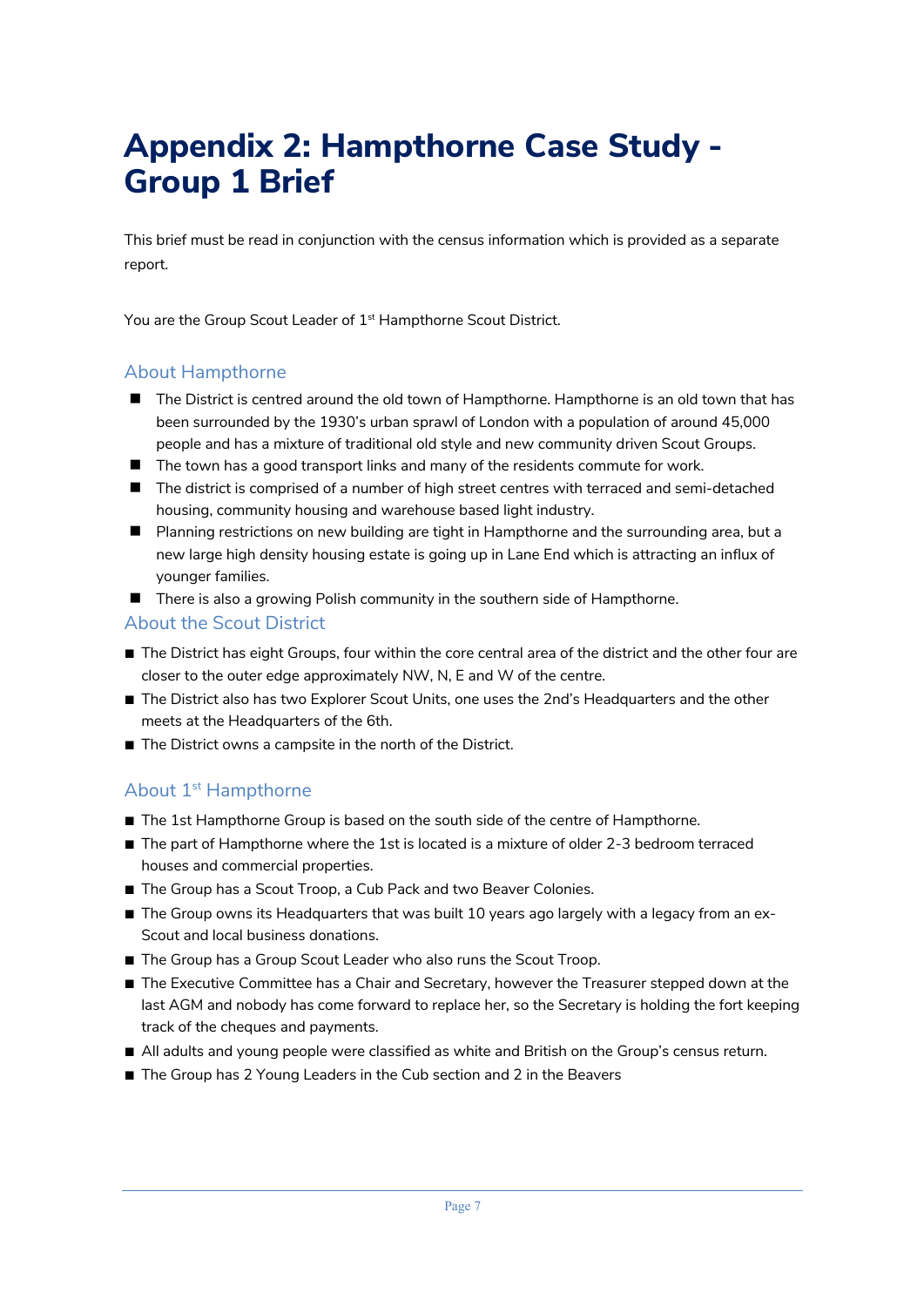# Appendix 2: Hampthorne Case Study - Group 1 Brief

This brief must be read in conjunction with the census information which is provided as a separate report.

You are the Group Scout Leader of 1st Hampthorne Scout District.

## About Hampthorne

- The District is centred around the old town of Hampthorne. Hampthorne is an old town that has been surrounded by the 1930's urban sprawl of London with a population of around 45,000 people and has a mixture of traditional old style and new community driven Scout Groups.
- The town has a good transport links and many of the residents commute for work.
- The district is comprised of a number of high street centres with terraced and semi-detached housing, community housing and warehouse based light industry.
- Planning restrictions on new building are tight in Hampthorne and the surrounding area, but a new large high density housing estate is going up in Lane End which is attracting an influx of younger families.
- There is also a growing Polish community in the southern side of Hampthorne.

## About the Scout District

- The District has eight Groups, four within the core central area of the district and the other four are closer to the outer edge approximately NW, N, E and W of the centre.
- The District also has two Explorer Scout Units, one uses the 2nd's Headquarters and the other meets at the Headquarters of the 6th.
- The District owns a campsite in the north of the District.

## About 1st Hampthorne

- The 1st Hampthorne Group is based on the south side of the centre of Hampthorne.
- The part of Hampthorne where the 1st is located is a mixture of older 2-3 bedroom terraced houses and commercial properties.
- The Group has a Scout Troop, a Cub Pack and two Beaver Colonies.
- The Group owns its Headquarters that was built 10 years ago largely with a legacy from an ex-Scout and local business donations.
- The Group has a Group Scout Leader who also runs the Scout Troop.
- The Executive Committee has a Chair and Secretary, however the Treasurer stepped down at the last AGM and nobody has come forward to replace her, so the Secretary is holding the fort keeping track of the cheques and payments.
- All adults and young people were classified as white and British on the Group's census return.
- The Group has 2 Young Leaders in the Cub section and 2 in the Beavers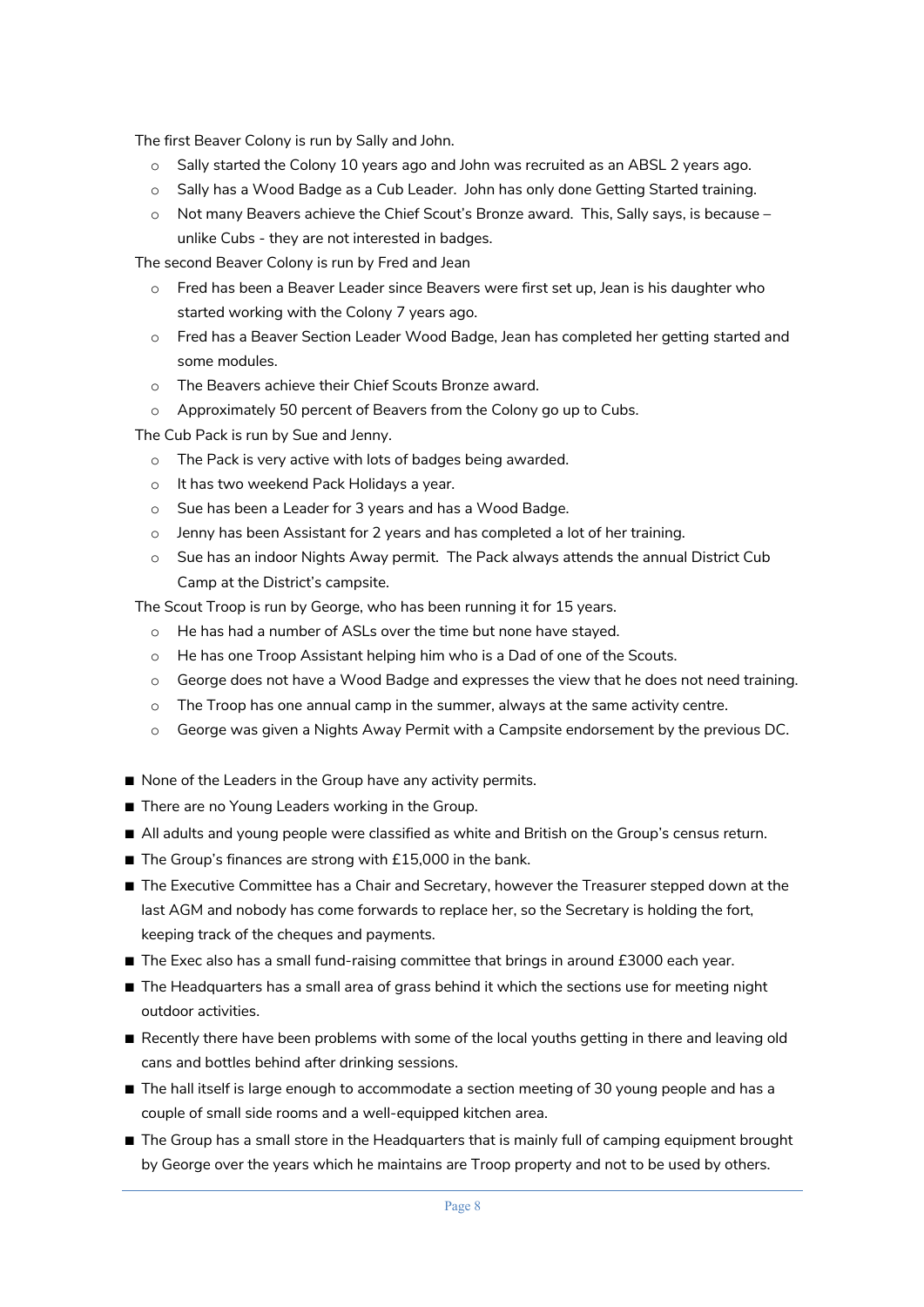The first Beaver Colony is run by Sally and John.

- Sally started the Colony 10 years ago and John was recruited as an ABSL 2 years ago.
- Sally has a Wood Badge as a Cub Leader. John has only done Getting Started training.
- Not many Beavers achieve the Chief Scout's Bronze award. This, Sally says, is because – unlike Cubs - they are not interested in badges.

The second Beaver Colony is run by Fred and Jean

- Fred has been a Beaver Leader since Beavers were first set up, Jean is his daughter who started working with the Colony 7 years ago.
- Fred has a Beaver Section Leader Wood Badge, Jean has completed her getting started and some modules.
- The Beavers achieve their Chief Scouts Bronze award.
- Approximately 50 percent of Beavers from the Colony go up to Cubs.

The Cub Pack is run by Sue and Jenny.

- The Pack is very active with lots of badges being awarded.
- It has two weekend Pack Holidays a year.
- Sue has been a Leader for 3 years and has a Wood Badge.
- Jenny has been Assistant for 2 years and has completed a lot of her training.
- Sue has an indoor Nights Away permit. The Pack always attends the annual District Cub Camp at the District's campsite.

The Scout Troop is run by George, who has been running it for 15 years.

- He has had a number of ASLs over the time but none have stayed.
- He has one Troop Assistant helping him who is a Dad of one of the Scouts.
- George does not have a Wood Badge and expresses the view that he does not need training.
- The Troop has one annual camp in the summer, always at the same activity centre.
- George was given a Nights Away Permit with a Campsite endorsement by the previous DC.

- None of the Leaders in the Group have any activity permits.
- There are no Young Leaders working in the Group.
- All adults and young people were classified as white and British on the Group's census return.
- The Group's finances are strong with £15,000 in the bank.
- The Executive Committee has a Chair and Secretary, however the Treasurer stepped down at the last AGM and nobody has come forwards to replace her, so the Secretary is holding the fort, keeping track of the cheques and payments.
- The Exec also has a small fund-raising committee that brings in around £3000 each year.
- The Headquarters has a small area of grass behind it which the sections use for meeting night outdoor activities.
- Recently there have been problems with some of the local youths getting in there and leaving old cans and bottles behind after drinking sessions.
- The hall itself is large enough to accommodate a section meeting of 30 young people and has a couple of small side rooms and a well-equipped kitchen area.
- The Group has a small store in the Headquarters that is mainly full of camping equipment brought by George over the years which he maintains are Troop property and not to be used by others.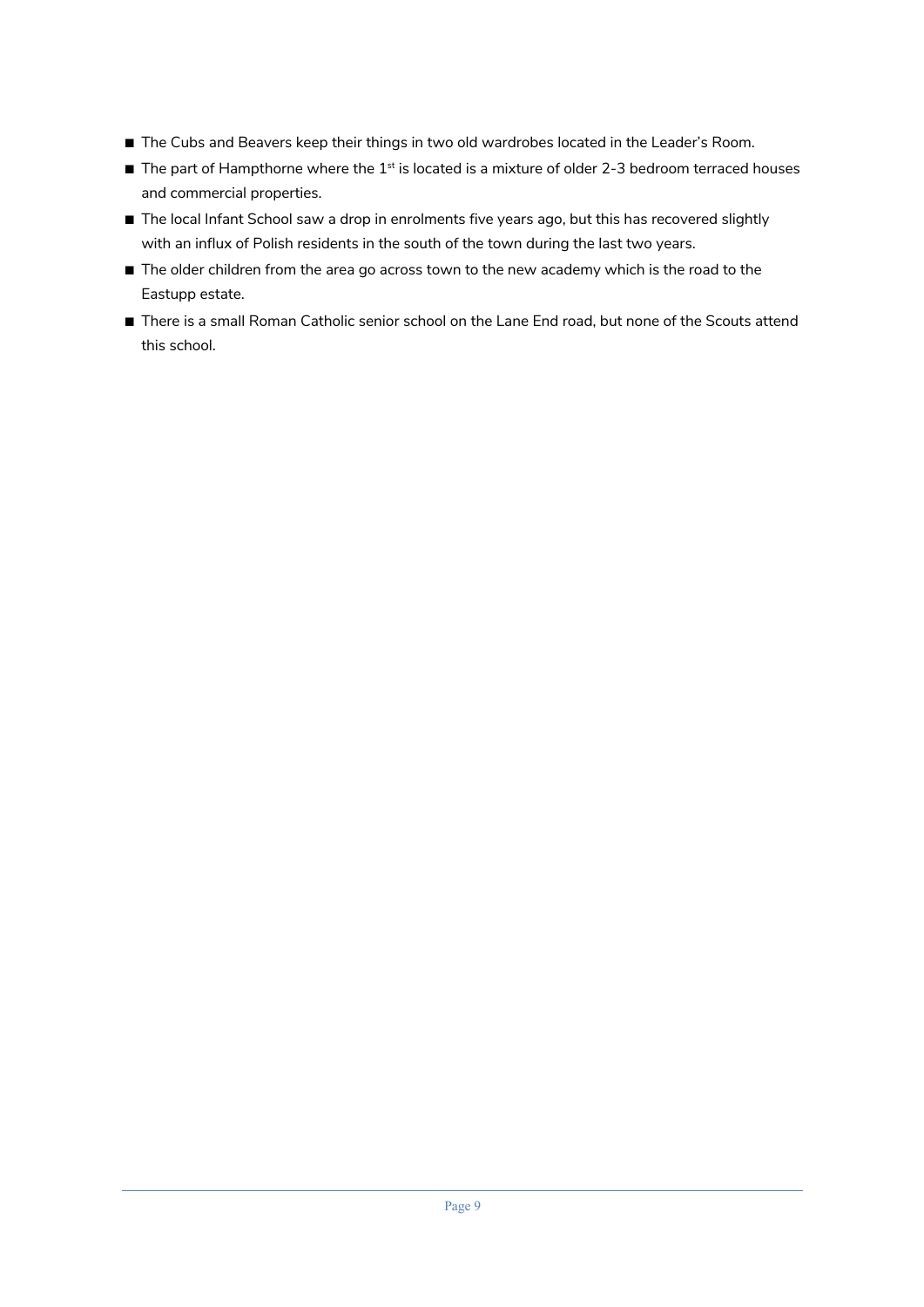- The Cubs and Beavers keep their things in two old wardrobes located in the Leader's Room.
- The part of Hampthorne where the 1st is located is a mixture of older 2-3 bedroom terraced houses and commercial properties.
- The local Infant School saw a drop in enrolments five years ago, but this has recovered slightly with an influx of Polish residents in the south of the town during the last two years.
- The older children from the area go across town to the new academy which is the road to the Eastupp estate.
- There is a small Roman Catholic senior school on the Lane End road, but none of the Scouts attend this school.